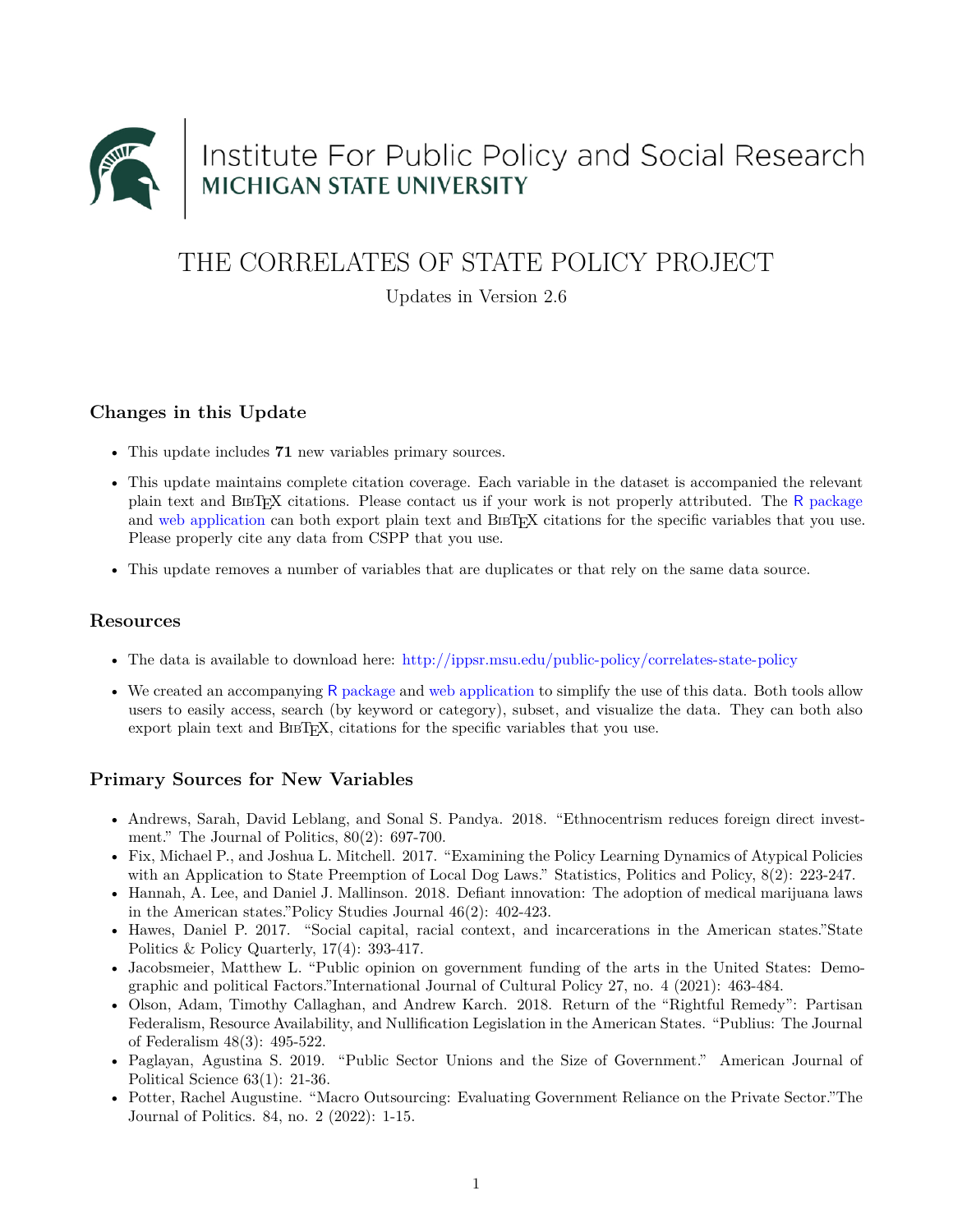Institute For Public Policy and Social Research
MICHIGAN STATE UNIVERSITY

# THE CORRELATES OF STATE POLICY PROJECT

Updates in Version 2.6

## Changes in this Update

- This update includes **71** new variables primary sources.
- This update maintains complete citation coverage. Each variable in the dataset is accompanied the relevant plain text and BibTeX citations. Please contact us if your work is not properly attributed. The R package and web application can both export plain text and BibTeX citations for the specific variables that you use. Please properly cite any data from CSPP that you use.
- This update removes a number of variables that are duplicates or that rely on the same data source.

## Resources

- The data is available to download here: http://ippsr.msu.edu/public-policy/correlates-state-policy
- We created an accompanying R package and web application to simplify the use of this data. Both tools allow users to easily access, search (by keyword or category), subset, and visualize the data. They can both also export plain text and BibTeX, citations for the specific variables that you use.

## Primary Sources for New Variables

- Andrews, Sarah, David Leblang, and Sonal S. Pandya. 2018. "Ethnocentrism reduces foreign direct investment." The Journal of Politics, 80(2): 697-700.
- Fix, Michael P., and Joshua L. Mitchell. 2017. "Examining the Policy Learning Dynamics of Atypical Policies with an Application to State Preemption of Local Dog Laws." Statistics, Politics and Policy, 8(2): 223-247.
- Hannah, A. Lee, and Daniel J. Mallinson. 2018. Defiant innovation: The adoption of medical marijuana laws in the American states."Policy Studies Journal 46(2): 402-423.
- Hawes, Daniel P. 2017. "Social capital, racial context, and incarcerations in the American states."State Politics & Policy Quarterly, 17(4): 393-417.
- Jacobsmeier, Matthew L. "Public opinion on government funding of the arts in the United States: Demographic and political Factors."International Journal of Cultural Policy 27, no. 4 (2021): 463-484.
- Olson, Adam, Timothy Callaghan, and Andrew Karch. 2018. Return of the "Rightful Remedy": Partisan Federalism, Resource Availability, and Nullification Legislation in the American States. "Publius: The Journal of Federalism 48(3): 495-522.
- Paglayan, Agustina S. 2019. "Public Sector Unions and the Size of Government." American Journal of Political Science 63(1): 21-36.
- Potter, Rachel Augustine. "Macro Outsourcing: Evaluating Government Reliance on the Private Sector."The Journal of Politics. 84, no. 2 (2022): 1-15.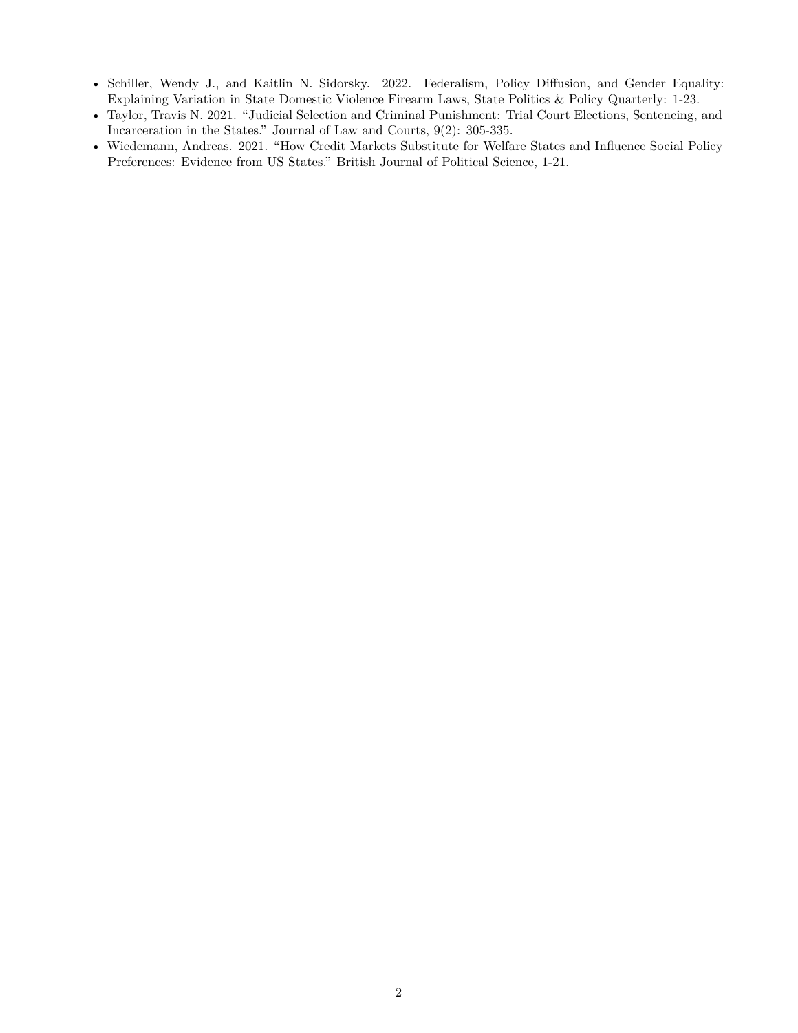- Schiller, Wendy J., and Kaitlin N. Sidorsky. 2022. Federalism, Policy Diffusion, and Gender Equality: Explaining Variation in State Domestic Violence Firearm Laws, State Politics & Policy Quarterly: 1-23.
- Taylor, Travis N. 2021. "Judicial Selection and Criminal Punishment: Trial Court Elections, Sentencing, and Incarceration in the States." Journal of Law and Courts, 9(2): 305-335.
- Wiedemann, Andreas. 2021. "How Credit Markets Substitute for Welfare States and Influence Social Policy Preferences: Evidence from US States." British Journal of Political Science, 1-21.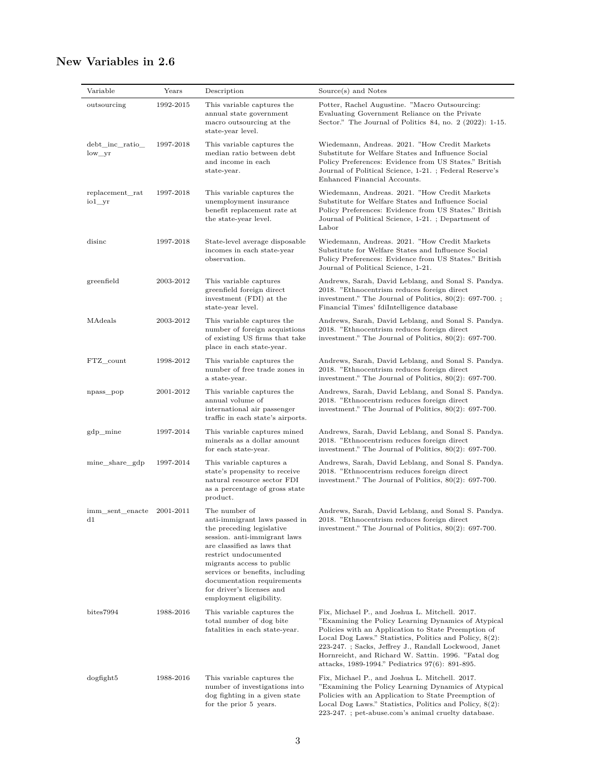## New Variables in 2.6

| Variable | Years | Description | Source(s) and Notes |
|---|---|---|---|
| outsourcing | 1992-2015 | This variable captures the annual state government macro outsourcing at the state-year level. | Potter, Rachel Augustine. "Macro Outsourcing: Evaluating Government Reliance on the Private Sector." The Journal of Politics 84, no. 2 (2022): 1-15. |
| debt_inc_ratio_low_yr | 1997-2018 | This variable captures the median ratio between debt and income in each state-year. | Wiedemann, Andreas. 2021. "How Credit Markets Substitute for Welfare States and Influence Social Policy Preferences: Evidence from US States." British Journal of Political Science, 1-21. ; Federal Reserve's Enhanced Financial Accounts. |
| replacement_ratio1_yr | 1997-2018 | This variable captures the unemployment insurance benefit replacement rate at the state-year level. | Wiedemann, Andreas. 2021. "How Credit Markets Substitute for Welfare States and Influence Social Policy Preferences: Evidence from US States." British Journal of Political Science, 1-21. ; Department of Labor |
| disinc | 1997-2018 | State-level average disposable incomes in each state-year observation. | Wiedemann, Andreas. 2021. "How Credit Markets Substitute for Welfare States and Influence Social Policy Preferences: Evidence from US States." British Journal of Political Science, 1-21. |
| greenfield | 2003-2012 | This variable captures greenfield foreign direct investment (FDI) at the state-year level. | Andrews, Sarah, David Leblang, and Sonal S. Pandya. 2018. "Ethnocentrism reduces foreign direct investment." The Journal of Politics, 80(2): 697-700. ; Financial Times' fdiIntelligence database |
| MAdeals | 2003-2012 | This variable captures the number of foreign acquistions of existing US firms that take place in each state-year. | Andrews, Sarah, David Leblang, and Sonal S. Pandya. 2018. "Ethnocentrism reduces foreign direct investment." The Journal of Politics, 80(2): 697-700. |
| FTZ_count | 1998-2012 | This variable captures the number of free trade zones in a state-year. | Andrews, Sarah, David Leblang, and Sonal S. Pandya. 2018. "Ethnocentrism reduces foreign direct investment." The Journal of Politics, 80(2): 697-700. |
| npass_pop | 2001-2012 | This variable captures the annual volume of international air passenger traffic in each state's airports. | Andrews, Sarah, David Leblang, and Sonal S. Pandya. 2018. "Ethnocentrism reduces foreign direct investment." The Journal of Politics, 80(2): 697-700. |
| gdp_mine | 1997-2014 | This variable captures mined minerals as a dollar amount for each state-year. | Andrews, Sarah, David Leblang, and Sonal S. Pandya. 2018. "Ethnocentrism reduces foreign direct investment." The Journal of Politics, 80(2): 697-700. |
| mine_share_gdp | 1997-2014 | This variable captures a state's propensity to receive natural resource sector FDI as a percentage of gross state product. | Andrews, Sarah, David Leblang, and Sonal S. Pandya. 2018. "Ethnocentrism reduces foreign direct investment." The Journal of Politics, 80(2): 697-700. |
| imm_sent_enacted1 | 2001-2011 | The number of anti-immigrant laws passed in the preceding legislative session. anti-immigrant laws are classified as laws that restrict undocumented migrants access to public services or benefits, including documentation requirements for driver's licenses and employment eligibility. | Andrews, Sarah, David Leblang, and Sonal S. Pandya. 2018. "Ethnocentrism reduces foreign direct investment." The Journal of Politics, 80(2): 697-700. |
| bites7994 | 1988-2016 | This variable captures the total number of dog bite fatalities in each state-year. | Fix, Michael P., and Joshua L. Mitchell. 2017. "Examining the Policy Learning Dynamics of Atypical Policies with an Application to State Preemption of Local Dog Laws." Statistics, Politics and Policy, 8(2): 223-247. ; Sacks, Jeffrey J., Randall Lockwood, Janet Hornreicht, and Richard W. Sattin. 1996. "Fatal dog attacks, 1989-1994." Pediatrics 97(6): 891-895. |
| dogfight5 | 1988-2016 | This variable captures the number of investigations into dog fighting in a given state for the prior 5 years. | Fix, Michael P., and Joshua L. Mitchell. 2017. "Examining the Policy Learning Dynamics of Atypical Policies with an Application to State Preemption of Local Dog Laws." Statistics, Politics and Policy, 8(2): 223-247. ; pet-abuse.com's animal cruelty database. |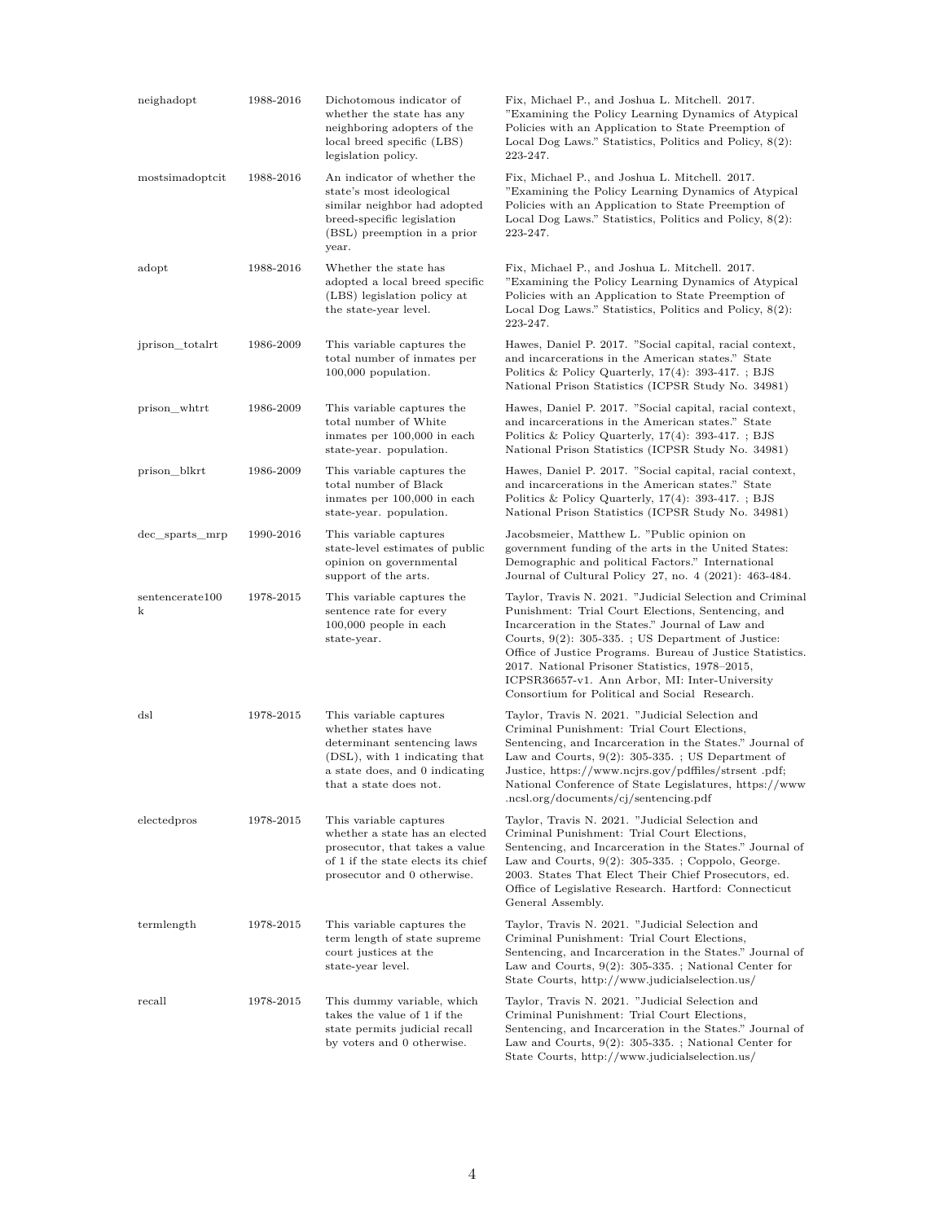| | | | |
|---|---|---|---|
| neighadopt | 1988-2016 | Dichotomous indicator of whether the state has any neighboring adopters of the local breed specific (LBS) legislation policy. | Fix, Michael P., and Joshua L. Mitchell. 2017. "Examining the Policy Learning Dynamics of Atypical Policies with an Application to State Preemption of Local Dog Laws." Statistics, Politics and Policy, 8(2): 223-247. |
| mostsimadoptcit | 1988-2016 | An indicator of whether the state's most ideological similar neighbor had adopted breed-specific legislation (BSL) preemption in a prior year. | Fix, Michael P., and Joshua L. Mitchell. 2017. "Examining the Policy Learning Dynamics of Atypical Policies with an Application to State Preemption of Local Dog Laws." Statistics, Politics and Policy, 8(2): 223-247. |
| adopt | 1988-2016 | Whether the state has adopted a local breed specific (LBS) legislation policy at the state-year level. | Fix, Michael P., and Joshua L. Mitchell. 2017. "Examining the Policy Learning Dynamics of Atypical Policies with an Application to State Preemption of Local Dog Laws." Statistics, Politics and Policy, 8(2): 223-247. |
| jprison_totalrt | 1986-2009 | This variable captures the total number of inmates per 100,000 population. | Hawes, Daniel P. 2017. "Social capital, racial context, and incarcerations in the American states." State Politics & Policy Quarterly, 17(4): 393-417. ; BJS National Prison Statistics (ICPSR Study No. 34981) |
| prison_whtrt | 1986-2009 | This variable captures the total number of White inmates per 100,000 in each state-year. population. | Hawes, Daniel P. 2017. "Social capital, racial context, and incarcerations in the American states." State Politics & Policy Quarterly, 17(4): 393-417. ; BJS National Prison Statistics (ICPSR Study No. 34981) |
| prison_blkrt | 1986-2009 | This variable captures the total number of Black inmates per 100,000 in each state-year. population. | Hawes, Daniel P. 2017. "Social capital, racial context, and incarcerations in the American states." State Politics & Policy Quarterly, 17(4): 393-417. ; BJS National Prison Statistics (ICPSR Study No. 34981) |
| dec_sparts_mrp | 1990-2016 | This variable captures state-level estimates of public opinion on governmental support of the arts. | Jacobsmeier, Matthew L. "Public opinion on government funding of the arts in the United States: Demographic and political Factors." International Journal of Cultural Policy 27, no. 4 (2021): 463-484. |
| sentencerate100k | 1978-2015 | This variable captures the sentence rate for every 100,000 people in each state-year. | Taylor, Travis N. 2021. "Judicial Selection and Criminal Punishment: Trial Court Elections, Sentencing, and Incarceration in the States." Journal of Law and Courts, 9(2): 305-335. ; US Department of Justice: Office of Justice Programs. Bureau of Justice Statistics. 2017. National Prisoner Statistics, 1978–2015, ICPSR36657-v1. Ann Arbor, MI: Inter-University Consortium for Political and Social Research. |
| dsl | 1978-2015 | This variable captures whether states have determinant sentencing laws (DSL), with 1 indicating that a state does, and 0 indicating that a state does not. | Taylor, Travis N. 2021. "Judicial Selection and Criminal Punishment: Trial Court Elections, Sentencing, and Incarceration in the States." Journal of Law and Courts, 9(2): 305-335. ; US Department of Justice, https://www.ncjrs.gov/pdffiles/strsent .pdf; National Conference of State Legislatures, https://www .ncsl.org/documents/cj/sentencing.pdf |
| electedpros | 1978-2015 | This variable captures whether a state has an elected prosecutor, that takes a value of 1 if the state elects its chief prosecutor and 0 otherwise. | Taylor, Travis N. 2021. "Judicial Selection and Criminal Punishment: Trial Court Elections, Sentencing, and Incarceration in the States." Journal of Law and Courts, 9(2): 305-335. ; Coppolo, George. 2003. States That Elect Their Chief Prosecutors, ed. Office of Legislative Research. Hartford: Connecticut General Assembly. |
| termlength | 1978-2015 | This variable captures the term length of state supreme court justices at the state-year level. | Taylor, Travis N. 2021. "Judicial Selection and Criminal Punishment: Trial Court Elections, Sentencing, and Incarceration in the States." Journal of Law and Courts, 9(2): 305-335. ; National Center for State Courts, http://www.judicialselection.us/ |
| recall | 1978-2015 | This dummy variable, which takes the value of 1 if the state permits judicial recall by voters and 0 otherwise. | Taylor, Travis N. 2021. "Judicial Selection and Criminal Punishment: Trial Court Elections, Sentencing, and Incarceration in the States." Journal of Law and Courts, 9(2): 305-335. ; National Center for State Courts, http://www.judicialselection.us/ |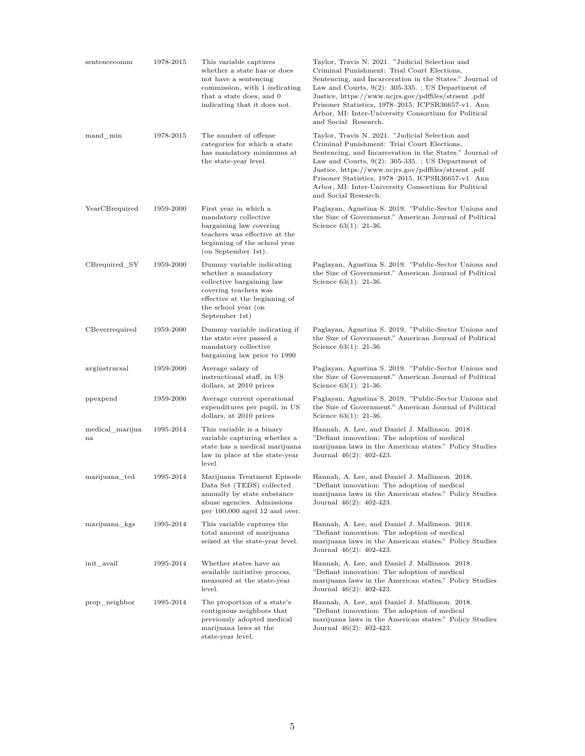| | | | |
|---|---|---|---|
| sentencecomm | 1978-2015 | This variable captures whether a state has or does not have a sentencing commission, with 1 indicating that a state does, and 0 indicating that it does not. | Taylor, Travis N. 2021. "Judicial Selection and Criminal Punishment: Trial Court Elections, Sentencing, and Incarceration in the States." Journal of Law and Courts, 9(2): 305-335. ; US Department of Justice, https://www.ncjrs.gov/pdffiles/strsent .pdf Prisoner Statistics, 1978–2015, ICPSR36657-v1. Ann Arbor, MI: Inter-University Consortium for Political and Social Research. |
| mand_min | 1978-2015 | The number of offense categories for which a state has mandatory minimums at the state-year level. | Taylor, Travis N. 2021. "Judicial Selection and Criminal Punishment: Trial Court Elections, Sentencing, and Incarceration in the States." Journal of Law and Courts, 9(2): 305-335. ; US Department of Justice, https://www.ncjrs.gov/pdffiles/strsent .pdf Prisoner Statistics, 1978–2015, ICPSR36657-v1. Ann Arbor, MI: Inter-University Consortium for Political and Social Research. |
| YearCBrequired | 1959-2000 | First year in which a mandatory collective bargaining law covering teachers was effective at the beginning of the school year (on September 1st). | Paglayan, Agustina S. 2019. "Public-Sector Unions and the Size of Government." American Journal of Political Science 63(1): 21-36. |
| CBrequired_SY | 1959-2000 | Dummy variable indicating whether a mandatory collective bargaining law covering teachers was effective at the beginning of the school year (on September 1st) | Paglayan, Agustina S. 2019. "Public-Sector Unions and the Size of Government." American Journal of Political Science 63(1): 21-36. |
| CBeverrequired | 1959-2000 | Dummy variable indicating if the state ever passed a mandatory collective bargaining law prior to 1990 | Paglayan, Agustina S. 2019. "Public-Sector Unions and the Size of Government." American Journal of Political Science 63(1): 21-36. |
| avginstrucsal | 1959-2000 | Average salary of instructional staff, in US dollars, at 2010 prices | Paglayan, Agustina S. 2019. "Public-Sector Unions and the Size of Government." American Journal of Political Science 63(1): 21-36. |
| ppexpend | 1959-2000 | Average current operational expenditures per pupil, in US dollars, at 2010 prices | Paglayan, Agustina S. 2019. "Public-Sector Unions and the Size of Government." American Journal of Political Science 63(1): 21-36. |
| medical_marijuana | 1995-2014 | This variable is a binary variable capturing whether a state has a medical marijuana law in place at the state-year level. | Hannah, A. Lee, and Daniel J. Mallinson. 2018. "Defiant innovation: The adoption of medical marijuana laws in the American states." Policy Studies Journal 46(2): 402-423. |
| marijuana_ted | 1995-2014 | Marijuana Treatment Episode Data Set (TEDS) collected annually by state substance abuse agencies. Admissions per 100,000 aged 12 and over. | Hannah, A. Lee, and Daniel J. Mallinson. 2018. "Defiant innovation: The adoption of medical marijuana laws in the American states." Policy Studies Journal 46(2): 402-423. |
| marijuana_kgs | 1995-2014 | This variable captures the total amount of marijuana seized at the state-year level. | Hannah, A. Lee, and Daniel J. Mallinson. 2018. "Defiant innovation: The adoption of medical marijuana laws in the American states." Policy Studies Journal 46(2): 402-423. |
| init_avail | 1995-2014 | Whether states have an available initiative process, measured at the state-year level. | Hannah, A. Lee, and Daniel J. Mallinson. 2018. "Defiant innovation: The adoption of medical marijuana laws in the American states." Policy Studies Journal 46(2): 402-423. |
| prop_neighbor | 1995-2014 | The proportion of a state's contiguous neighbors that previously adopted medical marijuana laws at the state-year level. | Hannah, A. Lee, and Daniel J. Mallinson. 2018. "Defiant innovation: The adoption of medical marijuana laws in the American states." Policy Studies Journal 46(2): 402-423. |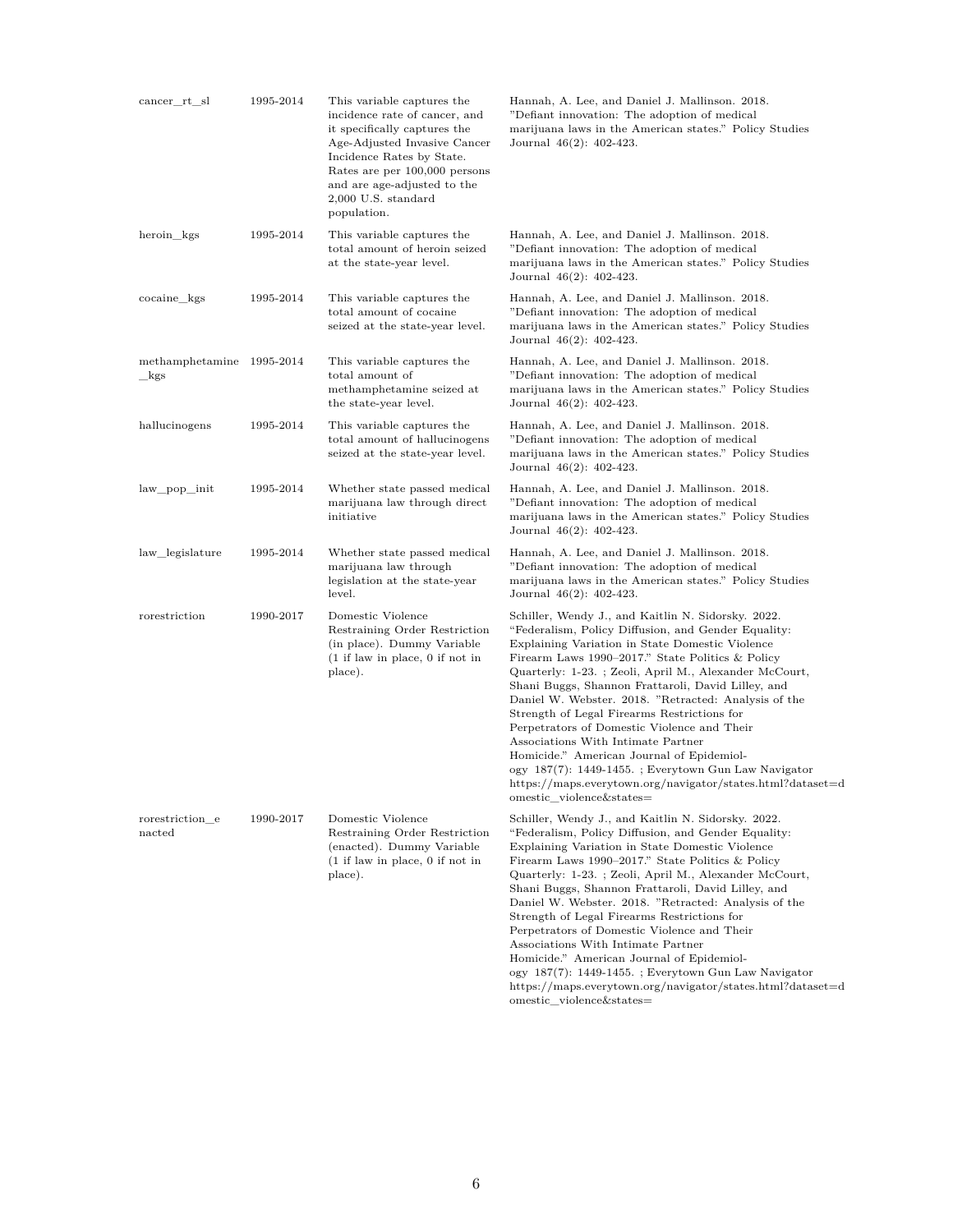| | | | |
|---|---|---|---|
| cancer_rt_sl | 1995-2014 | This variable captures the incidence rate of cancer, and it specifically captures the Age-Adjusted Invasive Cancer Incidence Rates by State. Rates are per 100,000 persons and are age-adjusted to the 2,000 U.S. standard population. | Hannah, A. Lee, and Daniel J. Mallinson. 2018. "Defiant innovation: The adoption of medical marijuana laws in the American states." Policy Studies Journal 46(2): 402-423. |
| heroin_kgs | 1995-2014 | This variable captures the total amount of heroin seized at the state-year level. | Hannah, A. Lee, and Daniel J. Mallinson. 2018. "Defiant innovation: The adoption of medical marijuana laws in the American states." Policy Studies Journal 46(2): 402-423. |
| cocaine_kgs | 1995-2014 | This variable captures the total amount of cocaine seized at the state-year level. | Hannah, A. Lee, and Daniel J. Mallinson. 2018. "Defiant innovation: The adoption of medical marijuana laws in the American states." Policy Studies Journal 46(2): 402-423. |
| methamphetamine_kgs | 1995-2014 | This variable captures the total amount of methamphetamine seized at the state-year level. | Hannah, A. Lee, and Daniel J. Mallinson. 2018. "Defiant innovation: The adoption of medical marijuana laws in the American states." Policy Studies Journal 46(2): 402-423. |
| hallucinogens | 1995-2014 | This variable captures the total amount of hallucinogens seized at the state-year level. | Hannah, A. Lee, and Daniel J. Mallinson. 2018. "Defiant innovation: The adoption of medical marijuana laws in the American states." Policy Studies Journal 46(2): 402-423. |
| law_pop_init | 1995-2014 | Whether state passed medical marijuana law through direct initiative | Hannah, A. Lee, and Daniel J. Mallinson. 2018. "Defiant innovation: The adoption of medical marijuana laws in the American states." Policy Studies Journal 46(2): 402-423. |
| law_legislature | 1995-2014 | Whether state passed medical marijuana law through legislation at the state-year level. | Hannah, A. Lee, and Daniel J. Mallinson. 2018. "Defiant innovation: The adoption of medical marijuana laws in the American states." Policy Studies Journal 46(2): 402-423. |
| rorestriction | 1990-2017 | Domestic Violence Restraining Order Restriction (in place). Dummy Variable (1 if law in place, 0 if not in place). | Schiller, Wendy J., and Kaitlin N. Sidorsky. 2022. "Federalism, Policy Diffusion, and Gender Equality: Explaining Variation in State Domestic Violence Firearm Laws 1990–2017." State Politics & Policy Quarterly: 1-23. ; Zeoli, April M., Alexander McCourt, Shani Buggs, Shannon Frattaroli, David Lilley, and Daniel W. Webster. 2018. "Retracted: Analysis of the Strength of Legal Firearms Restrictions for Perpetrators of Domestic Violence and Their Associations With Intimate Partner Homicide." American Journal of Epidemiology 187(7): 1449-1455. ; Everytown Gun Law Navigator https://maps.everytown.org/navigator/states.html?dataset=domestic_violence&states= |
| rorestriction_enacted | 1990-2017 | Domestic Violence Restraining Order Restriction (enacted). Dummy Variable (1 if law in place, 0 if not in place). | Schiller, Wendy J., and Kaitlin N. Sidorsky. 2022. "Federalism, Policy Diffusion, and Gender Equality: Explaining Variation in State Domestic Violence Firearm Laws 1990–2017." State Politics & Policy Quarterly: 1-23. ; Zeoli, April M., Alexander McCourt, Shani Buggs, Shannon Frattaroli, David Lilley, and Daniel W. Webster. 2018. "Retracted: Analysis of the Strength of Legal Firearms Restrictions for Perpetrators of Domestic Violence and Their Associations With Intimate Partner Homicide." American Journal of Epidemiology 187(7): 1449-1455. ; Everytown Gun Law Navigator https://maps.everytown.org/navigator/states.html?dataset=domestic_violence&states= |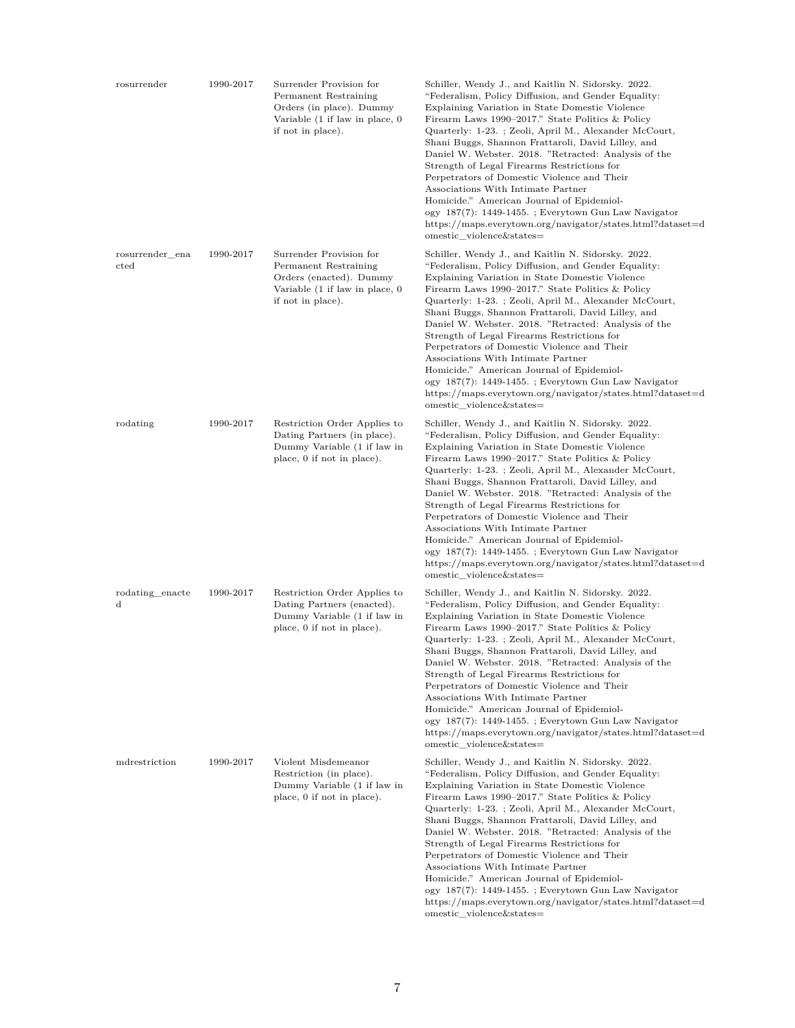| | | | |
|---|---|---|---|
| rosurrender | 1990-2017 | Surrender Provision for Permanent Restraining Orders (in place). Dummy Variable (1 if law in place, 0 if not in place). | Schiller, Wendy J., and Kaitlin N. Sidorsky. 2022. "Federalism, Policy Diffusion, and Gender Equality: Explaining Variation in State Domestic Violence Firearm Laws 1990–2017." State Politics & Policy Quarterly: 1-23. ; Zeoli, April M., Alexander McCourt, Shani Buggs, Shannon Frattaroli, David Lilley, and Daniel W. Webster. 2018. "Retracted: Analysis of the Strength of Legal Firearms Restrictions for Perpetrators of Domestic Violence and Their Associations With Intimate Partner Homicide." American Journal of Epidemiology 187(7): 1449-1455. ; Everytown Gun Law Navigator https://maps.everytown.org/navigator/states.html?dataset=domestic_violence&states= |
| rosurrender_enacted | 1990-2017 | Surrender Provision for Permanent Restraining Orders (enacted). Dummy Variable (1 if law in place, 0 if not in place). | Schiller, Wendy J., and Kaitlin N. Sidorsky. 2022. "Federalism, Policy Diffusion, and Gender Equality: Explaining Variation in State Domestic Violence Firearm Laws 1990–2017." State Politics & Policy Quarterly: 1-23. ; Zeoli, April M., Alexander McCourt, Shani Buggs, Shannon Frattaroli, David Lilley, and Daniel W. Webster. 2018. "Retracted: Analysis of the Strength of Legal Firearms Restrictions for Perpetrators of Domestic Violence and Their Associations With Intimate Partner Homicide." American Journal of Epidemiology 187(7): 1449-1455. ; Everytown Gun Law Navigator https://maps.everytown.org/navigator/states.html?dataset=domestic_violence&states= |
| rodating | 1990-2017 | Restriction Order Applies to Dating Partners (in place). Dummy Variable (1 if law in place, 0 if not in place). | Schiller, Wendy J., and Kaitlin N. Sidorsky. 2022. "Federalism, Policy Diffusion, and Gender Equality: Explaining Variation in State Domestic Violence Firearm Laws 1990–2017." State Politics & Policy Quarterly: 1-23. ; Zeoli, April M., Alexander McCourt, Shani Buggs, Shannon Frattaroli, David Lilley, and Daniel W. Webster. 2018. "Retracted: Analysis of the Strength of Legal Firearms Restrictions for Perpetrators of Domestic Violence and Their Associations With Intimate Partner Homicide." American Journal of Epidemiology 187(7): 1449-1455. ; Everytown Gun Law Navigator https://maps.everytown.org/navigator/states.html?dataset=domestic_violence&states= |
| rodating_enacted | 1990-2017 | Restriction Order Applies to Dating Partners (enacted). Dummy Variable (1 if law in place, 0 if not in place). | Schiller, Wendy J., and Kaitlin N. Sidorsky. 2022. "Federalism, Policy Diffusion, and Gender Equality: Explaining Variation in State Domestic Violence Firearm Laws 1990–2017." State Politics & Policy Quarterly: 1-23. ; Zeoli, April M., Alexander McCourt, Shani Buggs, Shannon Frattaroli, David Lilley, and Daniel W. Webster. 2018. "Retracted: Analysis of the Strength of Legal Firearms Restrictions for Perpetrators of Domestic Violence and Their Associations With Intimate Partner Homicide." American Journal of Epidemiology 187(7): 1449-1455. ; Everytown Gun Law Navigator https://maps.everytown.org/navigator/states.html?dataset=domestic_violence&states= |
| mdrestriction | 1990-2017 | Violent Misdemeanor Restriction (in place). Dummy Variable (1 if law in place, 0 if not in place). | Schiller, Wendy J., and Kaitlin N. Sidorsky. 2022. "Federalism, Policy Diffusion, and Gender Equality: Explaining Variation in State Domestic Violence Firearm Laws 1990–2017." State Politics & Policy Quarterly: 1-23. ; Zeoli, April M., Alexander McCourt, Shani Buggs, Shannon Frattaroli, David Lilley, and Daniel W. Webster. 2018. "Retracted: Analysis of the Strength of Legal Firearms Restrictions for Perpetrators of Domestic Violence and Their Associations With Intimate Partner Homicide." American Journal of Epidemiology 187(7): 1449-1455. ; Everytown Gun Law Navigator https://maps.everytown.org/navigator/states.html?dataset=domestic_violence&states= |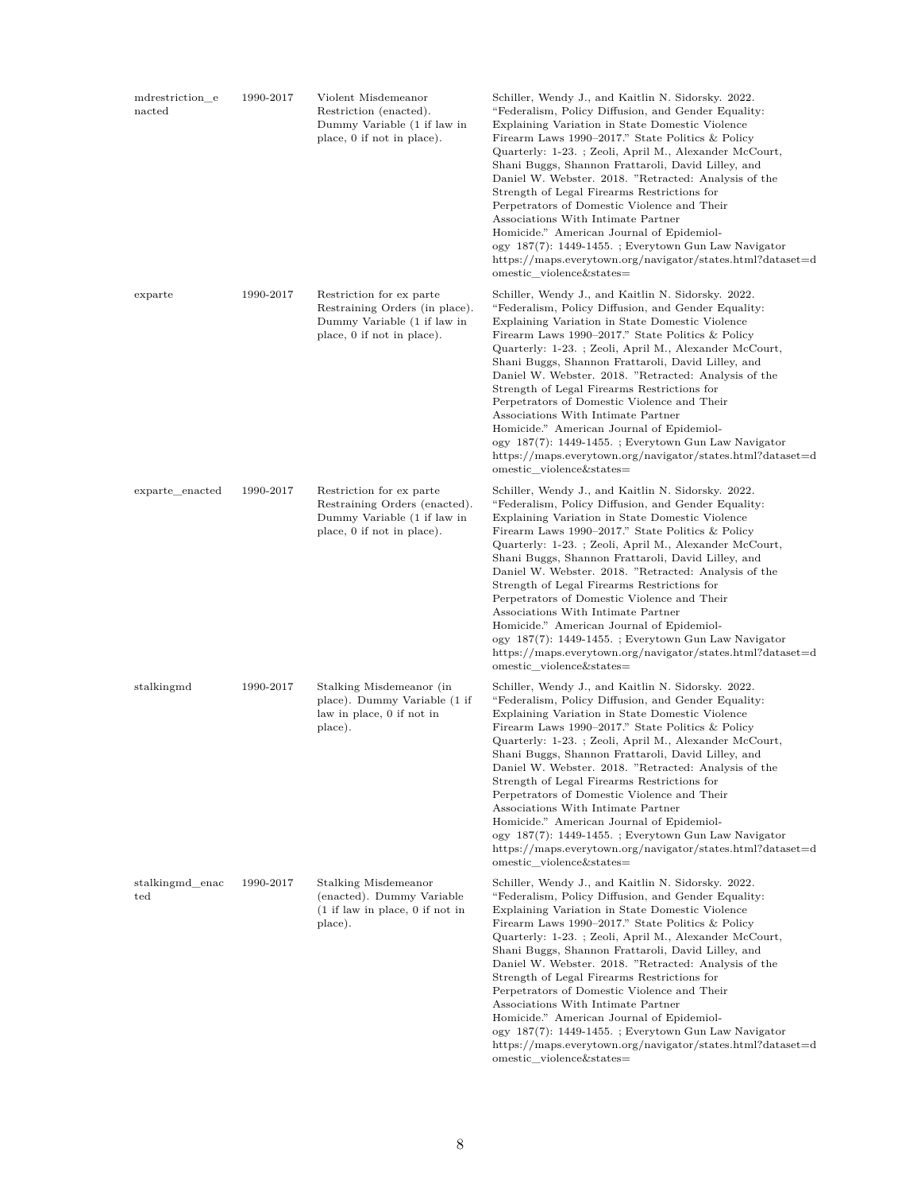| mdrestriction_enacted | 1990-2017 | Violent Misdemeanor Restriction (enacted). Dummy Variable (1 if law in place, 0 if not in place). | Schiller, Wendy J., and Kaitlin N. Sidorsky. 2022. "Federalism, Policy Diffusion, and Gender Equality: Explaining Variation in State Domestic Violence Firearm Laws 1990–2017." State Politics & Policy Quarterly: 1-23. ; Zeoli, April M., Alexander McCourt, Shani Buggs, Shannon Frattaroli, David Lilley, and Daniel W. Webster. 2018. "Retracted: Analysis of the Strength of Legal Firearms Restrictions for Perpetrators of Domestic Violence and Their Associations With Intimate Partner Homicide." American Journal of Epidemiology 187(7): 1449-1455. ; Everytown Gun Law Navigator https://maps.everytown.org/navigator/states.html?dataset=domestic_violence&states= |
|---|---|---|---|
| exparte | 1990-2017 | Restriction for ex parte Restraining Orders (in place). Dummy Variable (1 if law in place, 0 if not in place). | Schiller, Wendy J., and Kaitlin N. Sidorsky. 2022. "Federalism, Policy Diffusion, and Gender Equality: Explaining Variation in State Domestic Violence Firearm Laws 1990–2017." State Politics & Policy Quarterly: 1-23. ; Zeoli, April M., Alexander McCourt, Shani Buggs, Shannon Frattaroli, David Lilley, and Daniel W. Webster. 2018. "Retracted: Analysis of the Strength of Legal Firearms Restrictions for Perpetrators of Domestic Violence and Their Associations With Intimate Partner Homicide." American Journal of Epidemiology 187(7): 1449-1455. ; Everytown Gun Law Navigator https://maps.everytown.org/navigator/states.html?dataset=domestic_violence&states= |
| exparte_enacted | 1990-2017 | Restriction for ex parte Restraining Orders (enacted). Dummy Variable (1 if law in place, 0 if not in place). | Schiller, Wendy J., and Kaitlin N. Sidorsky. 2022. "Federalism, Policy Diffusion, and Gender Equality: Explaining Variation in State Domestic Violence Firearm Laws 1990–2017." State Politics & Policy Quarterly: 1-23. ; Zeoli, April M., Alexander McCourt, Shani Buggs, Shannon Frattaroli, David Lilley, and Daniel W. Webster. 2018. "Retracted: Analysis of the Strength of Legal Firearms Restrictions for Perpetrators of Domestic Violence and Their Associations With Intimate Partner Homicide." American Journal of Epidemiology 187(7): 1449-1455. ; Everytown Gun Law Navigator https://maps.everytown.org/navigator/states.html?dataset=domestic_violence&states= |
| stalkingmd | 1990-2017 | Stalking Misdemeanor (in place). Dummy Variable (1 if law in place, 0 if not in place). | Schiller, Wendy J., and Kaitlin N. Sidorsky. 2022. "Federalism, Policy Diffusion, and Gender Equality: Explaining Variation in State Domestic Violence Firearm Laws 1990–2017." State Politics & Policy Quarterly: 1-23. ; Zeoli, April M., Alexander McCourt, Shani Buggs, Shannon Frattaroli, David Lilley, and Daniel W. Webster. 2018. "Retracted: Analysis of the Strength of Legal Firearms Restrictions for Perpetrators of Domestic Violence and Their Associations With Intimate Partner Homicide." American Journal of Epidemiology 187(7): 1449-1455. ; Everytown Gun Law Navigator https://maps.everytown.org/navigator/states.html?dataset=domestic_violence&states= |
| stalkingmd_enacted | 1990-2017 | Stalking Misdemeanor (enacted). Dummy Variable (1 if law in place, 0 if not in place). | Schiller, Wendy J., and Kaitlin N. Sidorsky. 2022. "Federalism, Policy Diffusion, and Gender Equality: Explaining Variation in State Domestic Violence Firearm Laws 1990–2017." State Politics & Policy Quarterly: 1-23. ; Zeoli, April M., Alexander McCourt, Shani Buggs, Shannon Frattaroli, David Lilley, and Daniel W. Webster. 2018. "Retracted: Analysis of the Strength of Legal Firearms Restrictions for Perpetrators of Domestic Violence and Their Associations With Intimate Partner Homicide." American Journal of Epidemiology 187(7): 1449-1455. ; Everytown Gun Law Navigator https://maps.everytown.org/navigator/states.html?dataset=domestic_violence&states= |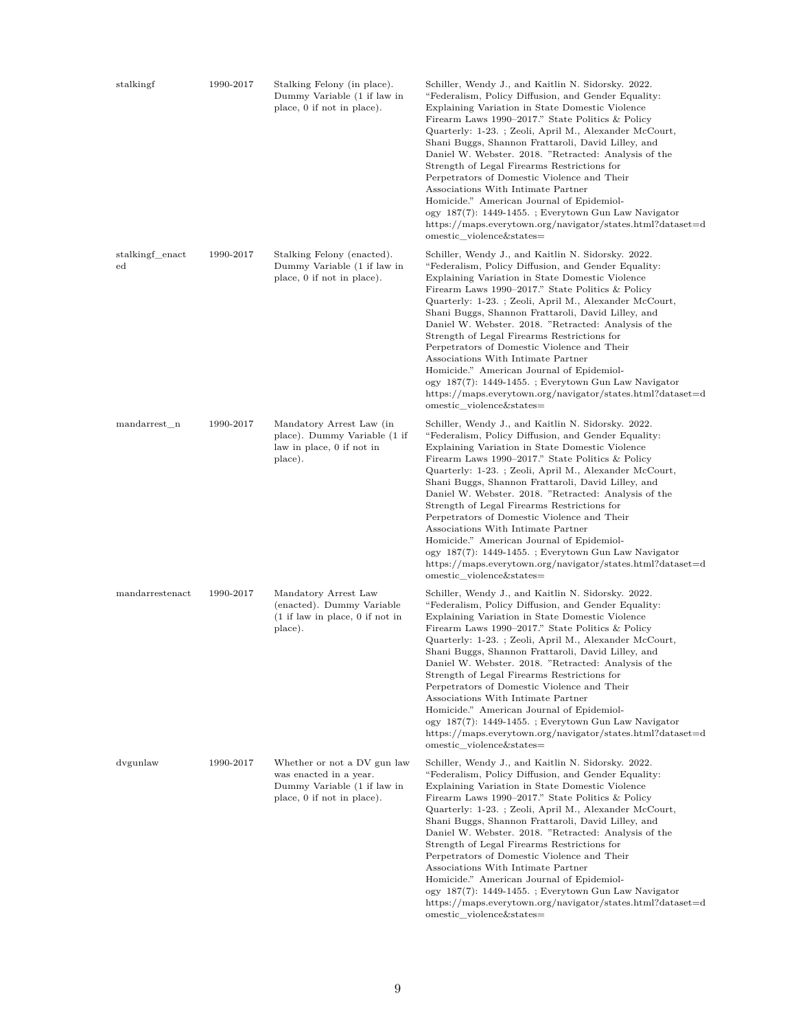| | | | |
|---|---|---|---|
| stalkingf | 1990-2017 | Stalking Felony (in place). Dummy Variable (1 if law in place, 0 if not in place). | Schiller, Wendy J., and Kaitlin N. Sidorsky. 2022. "Federalism, Policy Diffusion, and Gender Equality: Explaining Variation in State Domestic Violence Firearm Laws 1990–2017." State Politics & Policy Quarterly: 1-23. ; Zeoli, April M., Alexander McCourt, Shani Buggs, Shannon Frattaroli, David Lilley, and Daniel W. Webster. 2018. "Retracted: Analysis of the Strength of Legal Firearms Restrictions for Perpetrators of Domestic Violence and Their Associations With Intimate Partner Homicide." American Journal of Epidemiology 187(7): 1449-1455. ; Everytown Gun Law Navigator https://maps.everytown.org/navigator/states.html?dataset=domestic_violence&states= |
| stalkingf_enacted | 1990-2017 | Stalking Felony (enacted). Dummy Variable (1 if law in place, 0 if not in place). | Schiller, Wendy J., and Kaitlin N. Sidorsky. 2022. "Federalism, Policy Diffusion, and Gender Equality: Explaining Variation in State Domestic Violence Firearm Laws 1990–2017." State Politics & Policy Quarterly: 1-23. ; Zeoli, April M., Alexander McCourt, Shani Buggs, Shannon Frattaroli, David Lilley, and Daniel W. Webster. 2018. "Retracted: Analysis of the Strength of Legal Firearms Restrictions for Perpetrators of Domestic Violence and Their Associations With Intimate Partner Homicide." American Journal of Epidemiology 187(7): 1449-1455. ; Everytown Gun Law Navigator https://maps.everytown.org/navigator/states.html?dataset=domestic_violence&states= |
| mandarrest_n | 1990-2017 | Mandatory Arrest Law (in place). Dummy Variable (1 if law in place, 0 if not in place). | Schiller, Wendy J., and Kaitlin N. Sidorsky. 2022. "Federalism, Policy Diffusion, and Gender Equality: Explaining Variation in State Domestic Violence Firearm Laws 1990–2017." State Politics & Policy Quarterly: 1-23. ; Zeoli, April M., Alexander McCourt, Shani Buggs, Shannon Frattaroli, David Lilley, and Daniel W. Webster. 2018. "Retracted: Analysis of the Strength of Legal Firearms Restrictions for Perpetrators of Domestic Violence and Their Associations With Intimate Partner Homicide." American Journal of Epidemiology 187(7): 1449-1455. ; Everytown Gun Law Navigator https://maps.everytown.org/navigator/states.html?dataset=domestic_violence&states= |
| mandarrestenact | 1990-2017 | Mandatory Arrest Law (enacted). Dummy Variable (1 if law in place, 0 if not in place). | Schiller, Wendy J., and Kaitlin N. Sidorsky. 2022. "Federalism, Policy Diffusion, and Gender Equality: Explaining Variation in State Domestic Violence Firearm Laws 1990–2017." State Politics & Policy Quarterly: 1-23. ; Zeoli, April M., Alexander McCourt, Shani Buggs, Shannon Frattaroli, David Lilley, and Daniel W. Webster. 2018. "Retracted: Analysis of the Strength of Legal Firearms Restrictions for Perpetrators of Domestic Violence and Their Associations With Intimate Partner Homicide." American Journal of Epidemiology 187(7): 1449-1455. ; Everytown Gun Law Navigator https://maps.everytown.org/navigator/states.html?dataset=domestic_violence&states= |
| dvgunlaw | 1990-2017 | Whether or not a DV gun law was enacted in a year. Dummy Variable (1 if law in place, 0 if not in place). | Schiller, Wendy J., and Kaitlin N. Sidorsky. 2022. "Federalism, Policy Diffusion, and Gender Equality: Explaining Variation in State Domestic Violence Firearm Laws 1990–2017." State Politics & Policy Quarterly: 1-23. ; Zeoli, April M., Alexander McCourt, Shani Buggs, Shannon Frattaroli, David Lilley, and Daniel W. Webster. 2018. "Retracted: Analysis of the Strength of Legal Firearms Restrictions for Perpetrators of Domestic Violence and Their Associations With Intimate Partner Homicide." American Journal of Epidemiology 187(7): 1449-1455. ; Everytown Gun Law Navigator https://maps.everytown.org/navigator/states.html?dataset=domestic_violence&states= |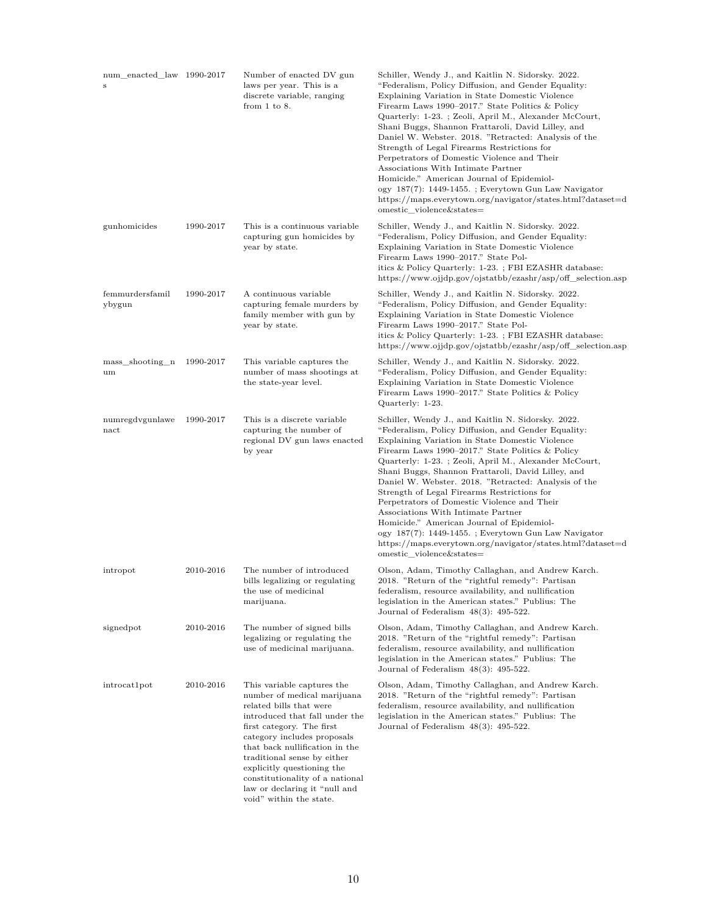| | | | |
|---|---|---|---|
| num_enacted_laws | 1990-2017 | Number of enacted DV gun laws per year. This is a discrete variable, ranging from 1 to 8. | Schiller, Wendy J., and Kaitlin N. Sidorsky. 2022. "Federalism, Policy Diffusion, and Gender Equality: Explaining Variation in State Domestic Violence Firearm Laws 1990–2017." State Politics & Policy Quarterly: 1-23. ; Zeoli, April M., Alexander McCourt, Shani Buggs, Shannon Frattaroli, David Lilley, and Daniel W. Webster. 2018. "Retracted: Analysis of the Strength of Legal Firearms Restrictions for Perpetrators of Domestic Violence and Their Associations With Intimate Partner Homicide." American Journal of Epidemiology 187(7): 1449-1455. ; Everytown Gun Law Navigator https://maps.everytown.org/navigator/states.html?dataset=domestic_violence&states= |
| gunhomicides | 1990-2017 | This is a continuous variable capturing gun homicides by year by state. | Schiller, Wendy J., and Kaitlin N. Sidorsky. 2022. "Federalism, Policy Diffusion, and Gender Equality: Explaining Variation in State Domestic Violence Firearm Laws 1990–2017." State Politics & Policy Quarterly: 1-23. ; FBI EZASHR database: https://www.ojjdp.gov/ojstatbb/ezashr/asp/off_selection.asp |
| femmurdersfamilybygun | 1990-2017 | A continuous variable capturing female murders by family member with gun by year by state. | Schiller, Wendy J., and Kaitlin N. Sidorsky. 2022. "Federalism, Policy Diffusion, and Gender Equality: Explaining Variation in State Domestic Violence Firearm Laws 1990–2017." State Politics & Policy Quarterly: 1-23. ; FBI EZASHR database: https://www.ojjdp.gov/ojstatbb/ezashr/asp/off_selection.asp |
| mass_shooting_num | 1990-2017 | This variable captures the number of mass shootings at the state-year level. | Schiller, Wendy J., and Kaitlin N. Sidorsky. 2022. "Federalism, Policy Diffusion, and Gender Equality: Explaining Variation in State Domestic Violence Firearm Laws 1990–2017." State Politics & Policy Quarterly: 1-23. |
| numregdvgunlawenact | 1990-2017 | This is a discrete variable capturing the number of regional DV gun laws enacted by year | Schiller, Wendy J., and Kaitlin N. Sidorsky. 2022. "Federalism, Policy Diffusion, and Gender Equality: Explaining Variation in State Domestic Violence Firearm Laws 1990–2017." State Politics & Policy Quarterly: 1-23. ; Zeoli, April M., Alexander McCourt, Shani Buggs, Shannon Frattaroli, David Lilley, and Daniel W. Webster. 2018. "Retracted: Analysis of the Strength of Legal Firearms Restrictions for Perpetrators of Domestic Violence and Their Associations With Intimate Partner Homicide." American Journal of Epidemiology 187(7): 1449-1455. ; Everytown Gun Law Navigator https://maps.everytown.org/navigator/states.html?dataset=domestic_violence&states= |
| intropot | 2010-2016 | The number of introduced bills legalizing or regulating the use of medicinal marijuana. | Olson, Adam, Timothy Callaghan, and Andrew Karch. 2018. "Return of the "rightful remedy": Partisan federalism, resource availability, and nullification legislation in the American states." Publius: The Journal of Federalism 48(3): 495-522. |
| signedpot | 2010-2016 | The number of signed bills legalizing or regulating the use of medicinal marijuana. | Olson, Adam, Timothy Callaghan, and Andrew Karch. 2018. "Return of the "rightful remedy": Partisan federalism, resource availability, and nullification legislation in the American states." Publius: The Journal of Federalism 48(3): 495-522. |
| introcat1pot | 2010-2016 | This variable captures the number of medical marijuana related bills that were introduced that fall under the first category. The first category includes proposals that back nullification in the traditional sense by either explicitly questioning the constitutionality of a national law or declaring it "null and void" within the state. | Olson, Adam, Timothy Callaghan, and Andrew Karch. 2018. "Return of the "rightful remedy": Partisan federalism, resource availability, and nullification legislation in the American states." Publius: The Journal of Federalism 48(3): 495-522. |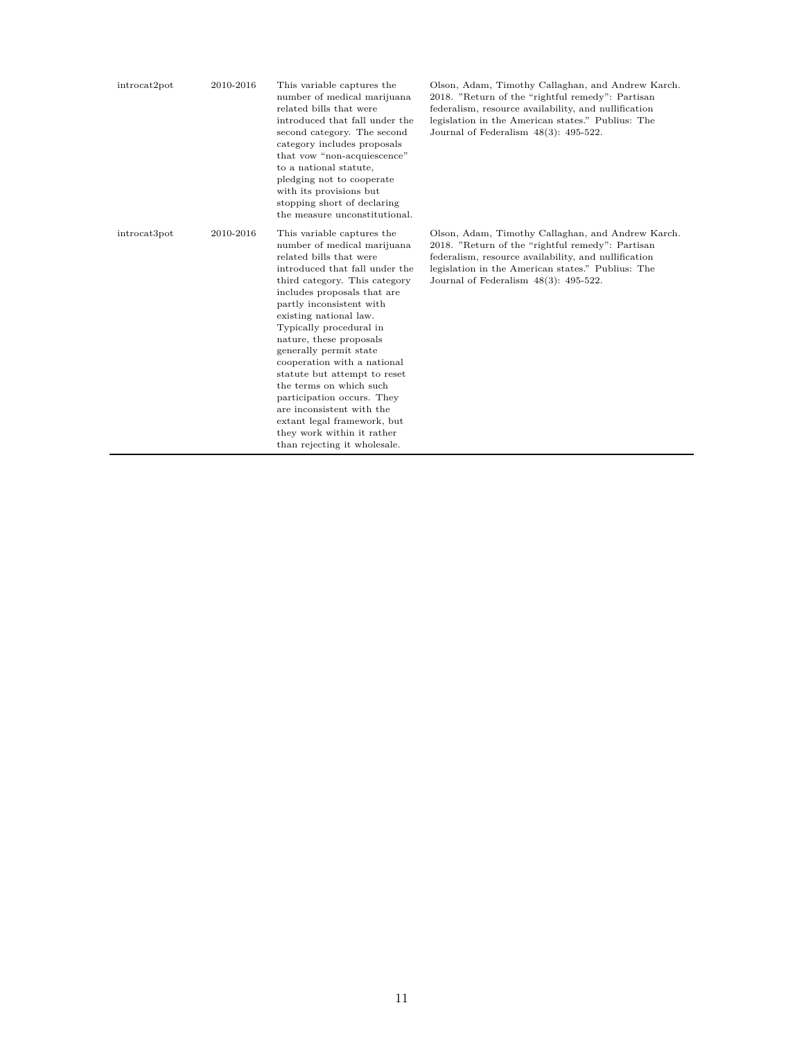| | | | |
|---|---|---|---|
| introcat2pot | 2010-2016 | This variable captures the number of medical marijuana related bills that were introduced that fall under the second category. The second category includes proposals that vow "non-acquiescence" to a national statute, pledging not to cooperate with its provisions but stopping short of declaring the measure unconstitutional. | Olson, Adam, Timothy Callaghan, and Andrew Karch. 2018. "Return of the "rightful remedy": Partisan federalism, resource availability, and nullification legislation in the American states." Publius: The Journal of Federalism 48(3): 495-522. |
| introcat3pot | 2010-2016 | This variable captures the number of medical marijuana related bills that were introduced that fall under the third category. This category includes proposals that are partly inconsistent with existing national law. Typically procedural in nature, these proposals generally permit state cooperation with a national statute but attempt to reset the terms on which such participation occurs. They are inconsistent with the extant legal framework, but they work within it rather than rejecting it wholesale. | Olson, Adam, Timothy Callaghan, and Andrew Karch. 2018. "Return of the "rightful remedy": Partisan federalism, resource availability, and nullification legislation in the American states." Publius: The Journal of Federalism 48(3): 495-522. |